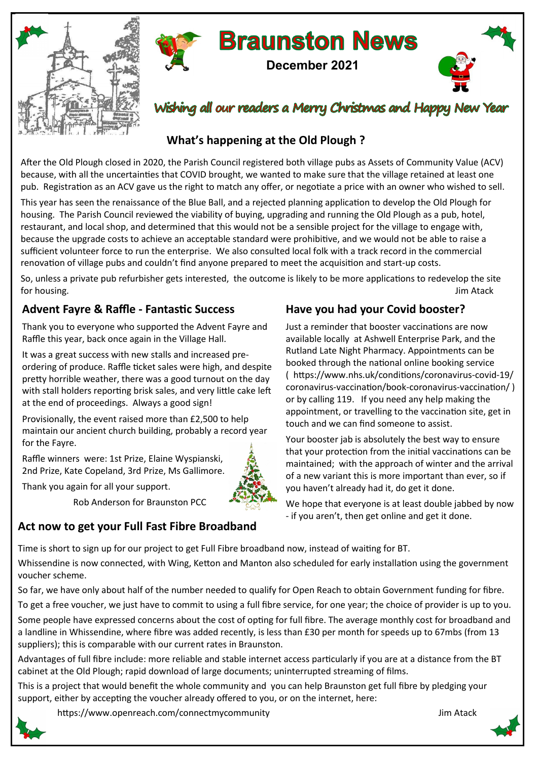# Braunston News

**December 2021**

*Wishing all our readers a Merry Christmas and Happy New Year*

## What's happening at the Old Plough ?

After the Old Plough closed in 2020, the Parish Council registered both village pubs as Assets of Community Value (ACV) because, with all the uncertainties that COVID brought, we wanted to make sure that the village retained at least one pub. Registration as an ACV gave us the right to match any offer, or negotiate a price with an owner who wished to sell.

This year has seen the renaissance of the Blue Ball, and a rejected planning application to develop the Old Plough for housing. The Parish Council reviewed the viability of buying, upgrading and running the Old Plough as a pub, hotel, restaurant, and local shop, and determined that this would not be a sensible project for the village to engage with, because the upgrade costs to achieve an acceptable standard were prohibitive, and we would not be able to raise a sufficient volunteer force to run the enterprise. We also consulted local folk with a track record in the commercial renovation of village pubs and couldn't find anyone prepared to meet the acquisition and start-up costs.

So, unless a private pub refurbisher gets interested, the outcome is likely to be more applications to redevelop the site for housing.

Jim Atack

## Advent Fayre & Raffle - Fantastic Success

Thank you to everyone who supported the Advent Fayre and Raffle this year, back once again in the Village Hall.

It was a great success with new stalls and increased pre-ordering of produce. Raffle ticket sales were high, and despite pretty horrible weather, there was a good turnout on the day with stall holders reporting brisk sales, and very little cake left at the end of proceedings. Always a good sign!

Provisionally, the event raised more than £2,500 to help maintain our ancient church building, probably a record year for the Fayre.

Raffle winners were: 1st Prize, Elaine Wyspianski, 2nd Prize, Kate Copeland, 3rd Prize, Ms Gallimore.

Thank you again for all your support.

Rob Anderson for Braunston PCC

## Have you had your Covid booster?

Just a reminder that booster vaccinations are now available locally at Ashwell Enterprise Park, and the Rutland Late Night Pharmacy. Appointments can be booked through the national online booking service ( https://www.nhs.uk/conditions/coronavirus-covid-19/coronavirus-vaccination/book-coronavirus-vaccination/ ) or by calling 119. If you need any help making the appointment, or travelling to the vaccination site, get in touch and we can find someone to assist.

Your booster jab is absolutely the best way to ensure that your protection from the initial vaccinations can be maintained; with the approach of winter and the arrival of a new variant this is more important than ever, so if you haven't already had it, do get it done.

We hope that everyone is at least double jabbed by now - if you aren't, then get online and get it done.

## Act now to get your Full Fast Fibre Broadband

Time is short to sign up for our project to get Full Fibre broadband now, instead of waiting for BT.

Whissendine is now connected, with Wing, Ketton and Manton also scheduled for early installation using the government voucher scheme.

So far, we have only about half of the number needed to qualify for Open Reach to obtain Government funding for fibre.

To get a free voucher, we just have to commit to using a full fibre service, for one year; the choice of provider is up to you.

Some people have expressed concerns about the cost of opting for full fibre. The average monthly cost for broadband and a landline in Whissendine, where fibre was added recently, is less than £30 per month for speeds up to 67mbs (from 13 suppliers); this is comparable with our current rates in Braunston.

Advantages of full fibre include: more reliable and stable internet access particularly if you are at a distance from the BT cabinet at the Old Plough; rapid download of large documents; uninterrupted streaming of films.

This is a project that would benefit the whole community and you can help Braunston get full fibre by pledging your support, either by accepting the voucher already offered to you, or on the internet, here:

https://www.openreach.com/connectmycommunity

Jim Atack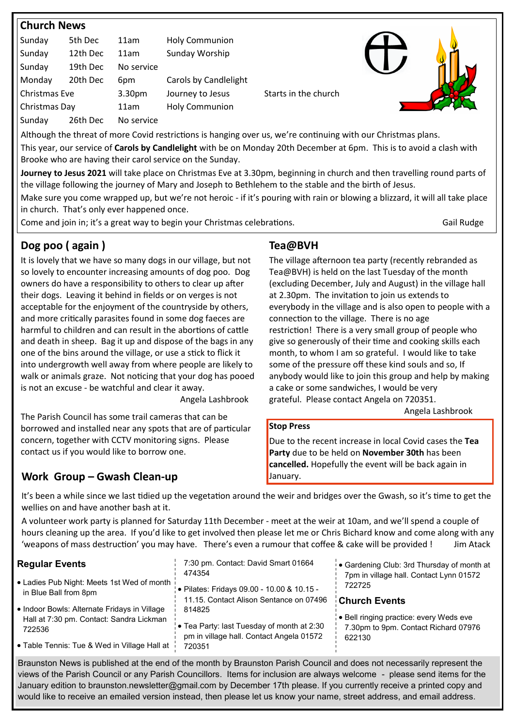## Church News

| | | | | |
|---|---|---|---|---|
| Sunday | 5th Dec | 11am | Holy Communion | |
| Sunday | 12th Dec | 11am | Sunday Worship | |
| Sunday | 19th Dec | No service | | |
| Monday | 20th Dec | 6pm | Carols by Candlelight | |
| Christmas Eve | | 3.30pm | Journey to Jesus | Starts in the church |
| Christmas Day | | 11am | Holy Communion | |
| Sunday | 26th Dec | No service | | |

Although the threat of more Covid restrictions is hanging over us, we're continuing with our Christmas plans.

This year, our service of **Carols by Candlelight** with be on Monday 20th December at 6pm. This is to avoid a clash with Brooke who are having their carol service on the Sunday.

**Journey to Jesus 2021** will take place on Christmas Eve at 3.30pm, beginning in church and then travelling round parts of the village following the journey of Mary and Joseph to Bethlehem to the stable and the birth of Jesus.

Make sure you come wrapped up, but we're not heroic - if it's pouring with rain or blowing a blizzard, it will all take place in church. That's only ever happened once.

Come and join in; it's a great way to begin your Christmas celebrations.

Gail Rudge

## Dog poo ( again )

It is lovely that we have so many dogs in our village, but not so lovely to encounter increasing amounts of dog poo. Dog owners do have a responsibility to others to clear up after their dogs. Leaving it behind in fields or on verges is not acceptable for the enjoyment of the countryside by others, and more critically parasites found in some dog faeces are harmful to children and can result in the abortions of cattle and death in sheep. Bag it up and dispose of the bags in any one of the bins around the village, or use a stick to flick it into undergrowth well away from where people are likely to walk or animals graze. Not noticing that your dog has pooed is not an excuse - be watchful and clear it away.

Angela Lashbrook

The Parish Council has some trail cameras that can be borrowed and installed near any spots that are of particular concern, together with CCTV monitoring signs. Please contact us if you would like to borrow one.

## Tea@BVH

The village afternoon tea party (recently rebranded as Tea@BVH) is held on the last Tuesday of the month (excluding December, July and August) in the village hall at 2.30pm. The invitation to join us extends to everybody in the village and is also open to people with a connection to the village. There is no age restriction! There is a very small group of people who give so generously of their time and cooking skills each month, to whom I am so grateful. I would like to take some of the pressure off these kind souls and so, If anybody would like to join this group and help by making a cake or some sandwiches, I would be very grateful. Please contact Angela on 720351.

Angela Lashbrook

**Stop Press**

Due to the recent increase in local Covid cases the **Tea Party** due to be held on **November 30th** has been **cancelled.** Hopefully the event will be back again in January.

## Work Group – Gwash Clean-up

It's been a while since we last tidied up the vegetation around the weir and bridges over the Gwash, so it's time to get the wellies on and have another bash at it.

A volunteer work party is planned for Saturday 11th December - meet at the weir at 10am, and we'll spend a couple of hours cleaning up the area. If you'd like to get involved then please let me or Chris Bichard know and come along with any 'weapons of mass destruction' you may have. There's even a rumour that coffee & cake will be provided !

Jim Atack

### Regular Events

- Ladies Pub Night: Meets 1st Wed of month in Blue Ball from 8pm
- Indoor Bowls: Alternate Fridays in Village Hall at 7:30 pm. Contact: Sandra Lickman 722536
- Table Tennis: Tue & Wed in Village Hall at 7:30 pm. Contact: David Smart 01664 474354
- Pilates: Fridays 09.00 - 10.00 & 10.15 - 11.15. Contact Alison Sentance on 07496 814825
- Tea Party: last Tuesday of month at 2:30 pm in village hall. Contact Angela 01572 720351
- Gardening Club: 3rd Thursday of month at 7pm in village hall. Contact Lynn 01572 722725

### Church Events

- Bell ringing practice: every Weds eve 7.30pm to 9pm. Contact Richard 07976 622130

Braunston News is published at the end of the month by Braunston Parish Council and does not necessarily represent the views of the Parish Council or any Parish Councillors. Items for inclusion are always welcome - please send items for the January edition to braunston.newsletter@gmail.com by December 17th please. If you currently receive a printed copy and would like to receive an emailed version instead, then please let us know your name, street address, and email address.